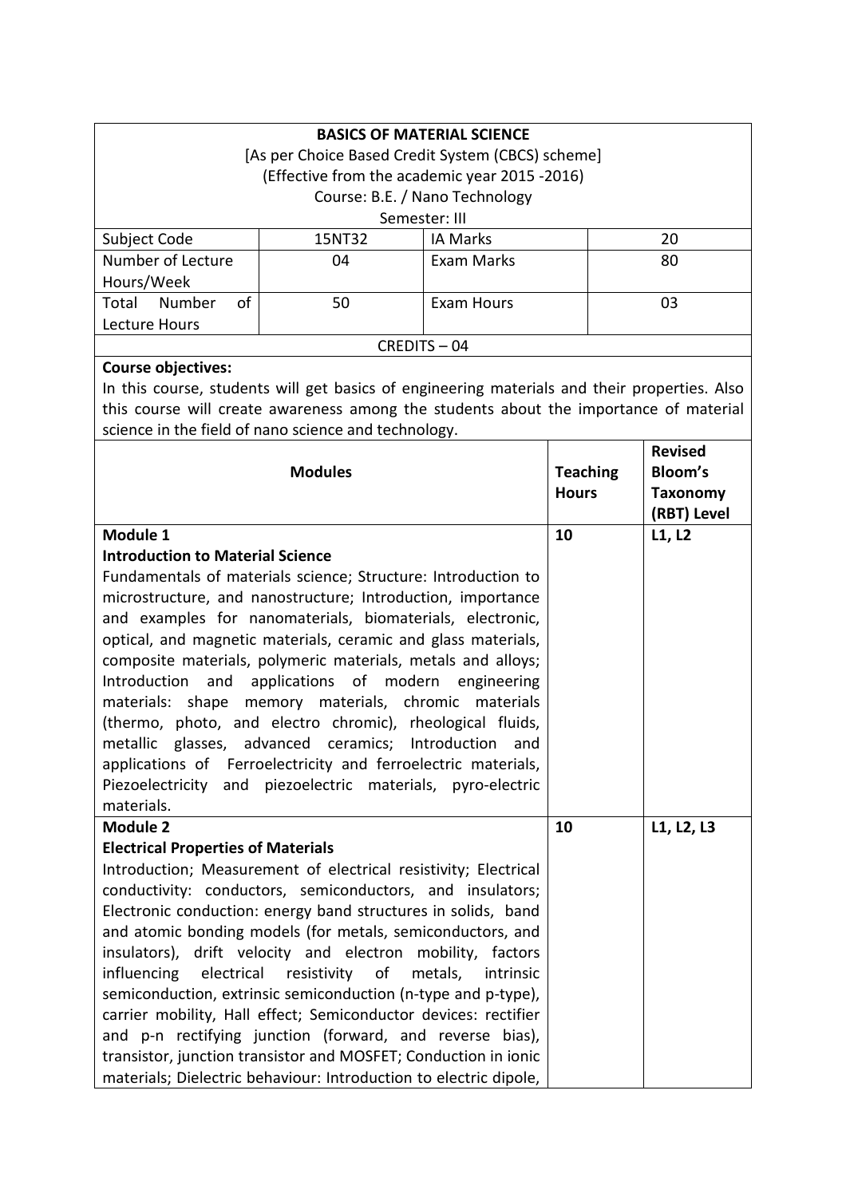**BASICS OF MATERIAL SCIENCE**

[As per Choice Based Credit System (CBCS) scheme]

(Effective from the academic year 2015 -2016)

Course: B.E. / Nano Technology

Semester: III

| Subject Code | 15NT32 | IA Marks | 20 |
|---|---|---|---|
| Number of Lecture Hours/Week | 04 | Exam Marks | 80 |
| Total Number of Lecture Hours | 50 | Exam Hours | 03 |

CREDITS – 04

**Course objectives:**

In this course, students will get basics of engineering materials and their properties. Also this course will create awareness among the students about the importance of material science in the field of nano science and technology.

| Modules | Teaching Hours | Revised Bloom's Taxonomy (RBT) Level |
|---|---|---|
| **Module 1**<br>**Introduction to Material Science**<br>Fundamentals of materials science; Structure: Introduction to microstructure, and nanostructure; Introduction, importance and examples for nanomaterials, biomaterials, electronic, optical, and magnetic materials, ceramic and glass materials, composite materials, polymeric materials, metals and alloys; Introduction and applications of modern engineering materials: shape memory materials, chromic materials (thermo, photo, and electro chromic), rheological fluids, metallic glasses, advanced ceramics; Introduction and applications of Ferroelectricity and ferroelectric materials, Piezoelectricity and piezoelectric materials, pyro-electric materials. | **10** | **L1, L2** |
| **Module 2**<br>**Electrical Properties of Materials**<br>Introduction; Measurement of electrical resistivity; Electrical conductivity: conductors, semiconductors, and insulators; Electronic conduction: energy band structures in solids, band and atomic bonding models (for metals, semiconductors, and insulators), drift velocity and electron mobility, factors influencing electrical resistivity of metals, intrinsic semiconduction, extrinsic semiconduction (n-type and p-type), carrier mobility, Hall effect; Semiconductor devices: rectifier and p-n rectifying junction (forward, and reverse bias), transistor, junction transistor and MOSFET; Conduction in ionic materials; Dielectric behaviour: Introduction to electric dipole, | **10** | **L1, L2, L3** |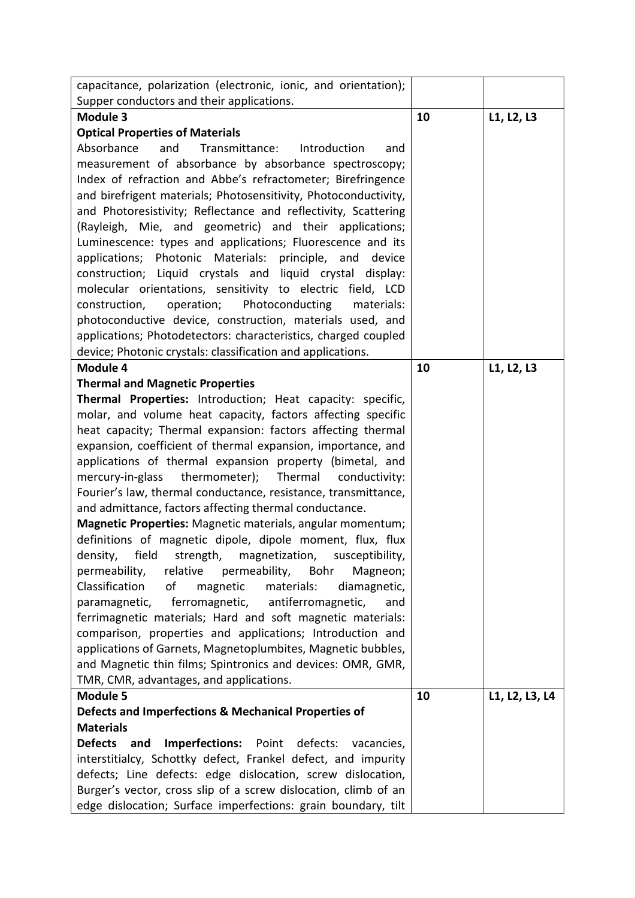| | | |
|---|---|---|
| capacitance, polarization (electronic, ionic, and orientation); Supper conductors and their applications. | | |
| **Module 3**<br>**Optical Properties of Materials**<br>Absorbance and Transmittance: Introduction and measurement of absorbance by absorbance spectroscopy; Index of refraction and Abbe's refractometer; Birefringence and birefrigent materials; Photosensitivity, Photoconductivity, and Photoresistivity; Reflectance and reflectivity, Scattering (Rayleigh, Mie, and geometric) and their applications; Luminescence: types and applications; Fluorescence and its applications; Photonic Materials: principle, and device construction; Liquid crystals and liquid crystal display: molecular orientations, sensitivity to electric field, LCD construction, operation; Photoconducting materials: photoconductive device, construction, materials used, and applications; Photodetectors: characteristics, charged coupled device; Photonic crystals: classification and applications. | **10** | **L1, L2, L3** |
| **Module 4**<br>**Thermal and Magnetic Properties**<br>**Thermal Properties:** Introduction; Heat capacity: specific, molar, and volume heat capacity, factors affecting specific heat capacity; Thermal expansion: factors affecting thermal expansion, coefficient of thermal expansion, importance, and applications of thermal expansion property (bimetal, and mercury-in-glass thermometer); Thermal conductivity: Fourier's law, thermal conductance, resistance, transmittance, and admittance, factors affecting thermal conductance.<br>**Magnetic Properties:** Magnetic materials, angular momentum; definitions of magnetic dipole, dipole moment, flux, flux density, field strength, magnetization, susceptibility, permeability, relative permeability, Bohr Magneon; Classification of magnetic materials: diamagnetic, paramagnetic, ferromagnetic, antiferromagnetic, and ferrimagnetic materials; Hard and soft magnetic materials: comparison, properties and applications; Introduction and applications of Garnets, Magnetoplumbites, Magnetic bubbles, and Magnetic thin films; Spintronics and devices: OMR, GMR, TMR, CMR, advantages, and applications. | **10** | **L1, L2, L3** |
| **Module 5**<br>**Defects and Imperfections & Mechanical Properties of Materials**<br>**Defects and Imperfections:** Point defects: vacancies, interstitialcy, Schottky defect, Frankel defect, and impurity defects; Line defects: edge dislocation, screw dislocation, Burger's vector, cross slip of a screw dislocation, climb of an edge dislocation; Surface imperfections: grain boundary, tilt | **10** | **L1, L2, L3, L4** |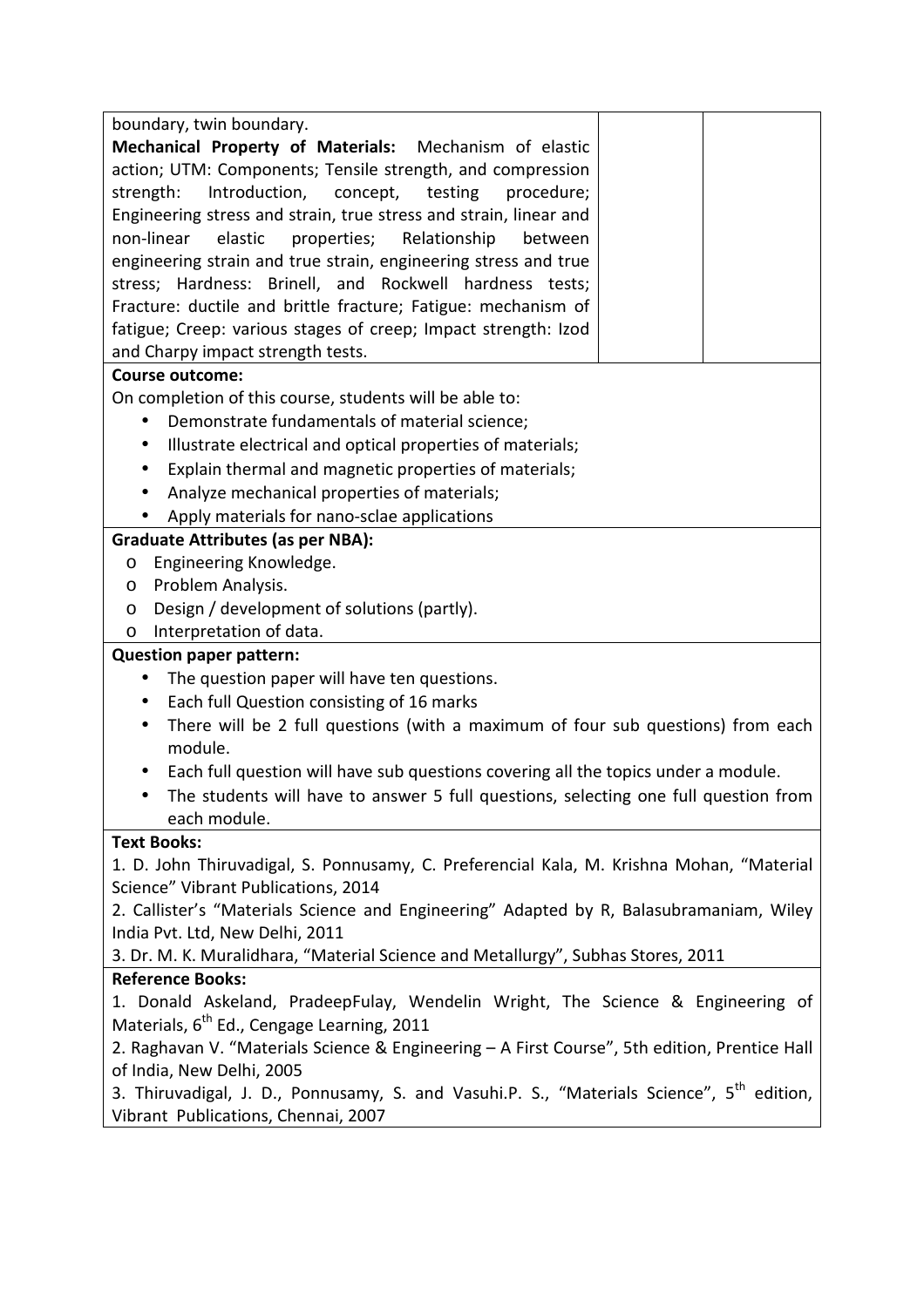| | | |
|---|---|---|
| boundary, twin boundary.<br>**Mechanical Property of Materials:** Mechanism of elastic action; UTM: Components; Tensile strength, and compression strength: Introduction, concept, testing procedure; Engineering stress and strain, true stress and strain, linear and non-linear elastic properties; Relationship between engineering strain and true strain, engineering stress and true stress; Hardness: Brinell, and Rockwell hardness tests; Fracture: ductile and brittle fracture; Fatigue: mechanism of fatigue; Creep: various stages of creep; Impact strength: Izod and Charpy impact strength tests. | | |

**Course outcome:**

On completion of this course, students will be able to:

- Demonstrate fundamentals of material science;
- Illustrate electrical and optical properties of materials;
- Explain thermal and magnetic properties of materials;
- Analyze mechanical properties of materials;
- Apply materials for nano-sclae applications

**Graduate Attributes (as per NBA):**

- Engineering Knowledge.
- Problem Analysis.
- Design / development of solutions (partly).
- Interpretation of data.

**Question paper pattern:**

- The question paper will have ten questions.
- Each full Question consisting of 16 marks
- There will be 2 full questions (with a maximum of four sub questions) from each module.
- Each full question will have sub questions covering all the topics under a module.
- The students will have to answer 5 full questions, selecting one full question from each module.

**Text Books:**

1. D. John Thiruvadigal, S. Ponnusamy, C. Preferencial Kala, M. Krishna Mohan, "Material Science" Vibrant Publications, 2014
2. Callister's "Materials Science and Engineering" Adapted by R, Balasubramaniam, Wiley India Pvt. Ltd, New Delhi, 2011
3. Dr. M. K. Muralidhara, "Material Science and Metallurgy", Subhas Stores, 2011

**Reference Books:**

1. Donald Askeland, PradeepFulay, Wendelin Wright, The Science & Engineering of Materials, 6th Ed., Cengage Learning, 2011
2. Raghavan V. "Materials Science & Engineering – A First Course", 5th edition, Prentice Hall of India, New Delhi, 2005
3. Thiruvadigal, J. D., Ponnusamy, S. and Vasuhi.P. S., "Materials Science", 5th edition, Vibrant Publications, Chennai, 2007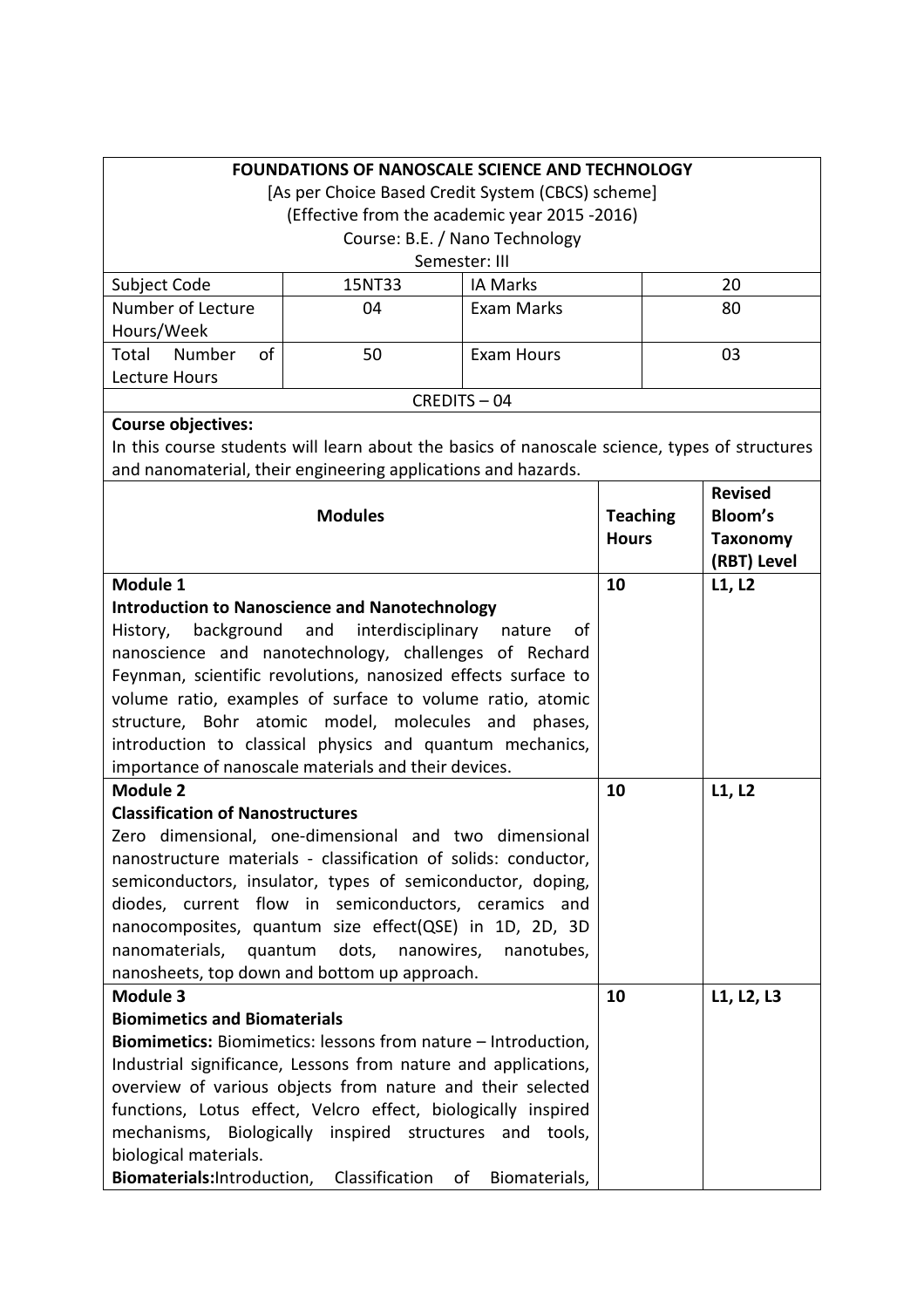| FOUNDATIONS OF NANOSCALE SCIENCE AND TECHNOLOGY<br>[As per Choice Based Credit System (CBCS) scheme]<br>(Effective from the academic year 2015 -2016)<br>Course: B.E. / Nano Technology<br>Semester: III | | | |
|---|---|---|---|
| Subject Code | 15NT33 | IA Marks | 20 |
| Number of Lecture Hours/Week | 04 | Exam Marks | 80 |
| Total Number of Lecture Hours | 50 | Exam Hours | 03 |
| CREDITS – 04 | | | |

**Course objectives:**
In this course students will learn about the basics of nanoscale science, types of structures and nanomaterial, their engineering applications and hazards.

| Modules | Teaching Hours | Revised Bloom's Taxonomy (RBT) Level |
|---|---|---|
| **Module 1**<br>**Introduction to Nanoscience and Nanotechnology**<br>History, background and interdisciplinary nature of nanoscience and nanotechnology, challenges of Rechard Feynman, scientific revolutions, nanosized effects surface to volume ratio, examples of surface to volume ratio, atomic structure, Bohr atomic model, molecules and phases, introduction to classical physics and quantum mechanics, importance of nanoscale materials and their devices. | **10** | **L1, L2** |
| **Module 2**<br>**Classification of Nanostructures**<br>Zero dimensional, one-dimensional and two dimensional nanostructure materials - classification of solids: conductor, semiconductors, insulator, types of semiconductor, doping, diodes, current flow in semiconductors, ceramics and nanocomposites, quantum size effect(QSE) in 1D, 2D, 3D nanomaterials, quantum dots, nanowires, nanotubes, nanosheets, top down and bottom up approach. | **10** | **L1, L2** |
| **Module 3**<br>**Biomimetics and Biomaterials**<br>**Biomimetics:** Biomimetics: lessons from nature – Introduction, Industrial significance, Lessons from nature and applications, overview of various objects from nature and their selected functions, Lotus effect, Velcro effect, biologically inspired mechanisms, Biologically inspired structures and tools, biological materials.<br>**Biomaterials:**Introduction, Classification of Biomaterials, | **10** | **L1, L2, L3** |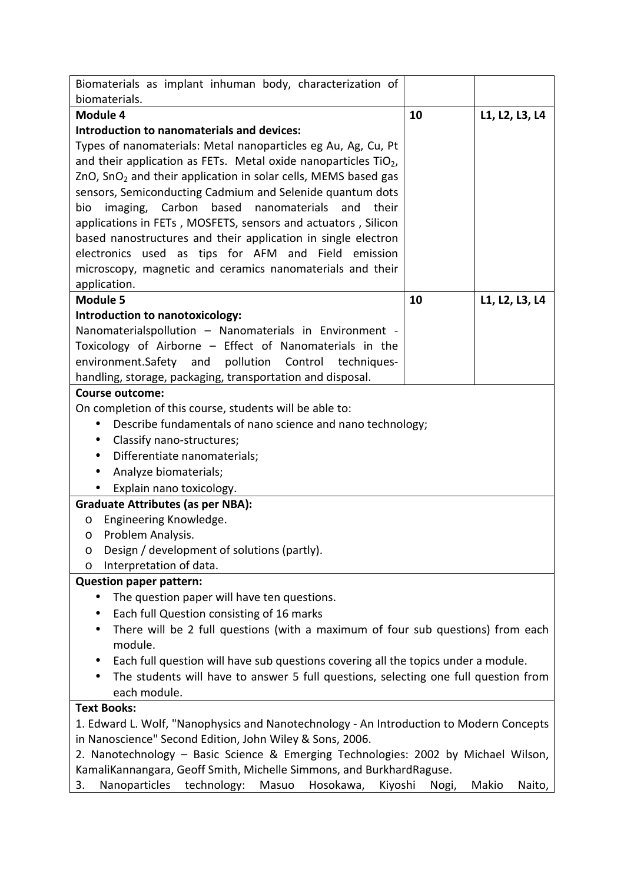| | | |
|---|---|---|
| Biomaterials as implant inhuman body, characterization of biomaterials. | | |
| **Module 4**<br>**Introduction to nanomaterials and devices:**<br>Types of nanomaterials: Metal nanoparticles eg Au, Ag, Cu, Pt and their application as FETs. Metal oxide nanoparticles $TiO_2$, ZnO, $SnO_2$ and their application in solar cells, MEMS based gas sensors, Semiconducting Cadmium and Selenide quantum dots bio imaging, Carbon based nanomaterials and their applications in FETs , MOSFETS, sensors and actuators , Silicon based nanostructures and their application in single electron electronics used as tips for AFM and Field emission microscopy, magnetic and ceramics nanomaterials and their application. | **10** | **L1, L2, L3, L4** |
| **Module 5**<br>**Introduction to nanotoxicology:**<br>Nanomaterialspollution – Nanomaterials in Environment - Toxicology of Airborne – Effect of Nanomaterials in the environment.Safety and pollution Control techniques-handling, storage, packaging, transportation and disposal. | **10** | **L1, L2, L3, L4** |

**Course outcome:**

On completion of this course, students will be able to:

- Describe fundamentals of nano science and nano technology;
- Classify nano-structures;
- Differentiate nanomaterials;
- Analyze biomaterials;
- Explain nano toxicology.

**Graduate Attributes (as per NBA):**

- Engineering Knowledge.
- Problem Analysis.
- Design / development of solutions (partly).
- Interpretation of data.

**Question paper pattern:**

- The question paper will have ten questions.
- Each full Question consisting of 16 marks
- There will be 2 full questions (with a maximum of four sub questions) from each module.
- Each full question will have sub questions covering all the topics under a module.
- The students will have to answer 5 full questions, selecting one full question from each module.

**Text Books:**

1. Edward L. Wolf, "Nanophysics and Nanotechnology - An Introduction to Modern Concepts in Nanoscience" Second Edition, John Wiley & Sons, 2006.
2. Nanotechnology – Basic Science & Emerging Technologies: 2002 by Michael Wilson, KamaliKannangara, Geoff Smith, Michelle Simmons, and BurkhardRaguse.
3. Nanoparticles technology: Masuo Hosokawa, Kiyoshi Nogi, Makio Naito,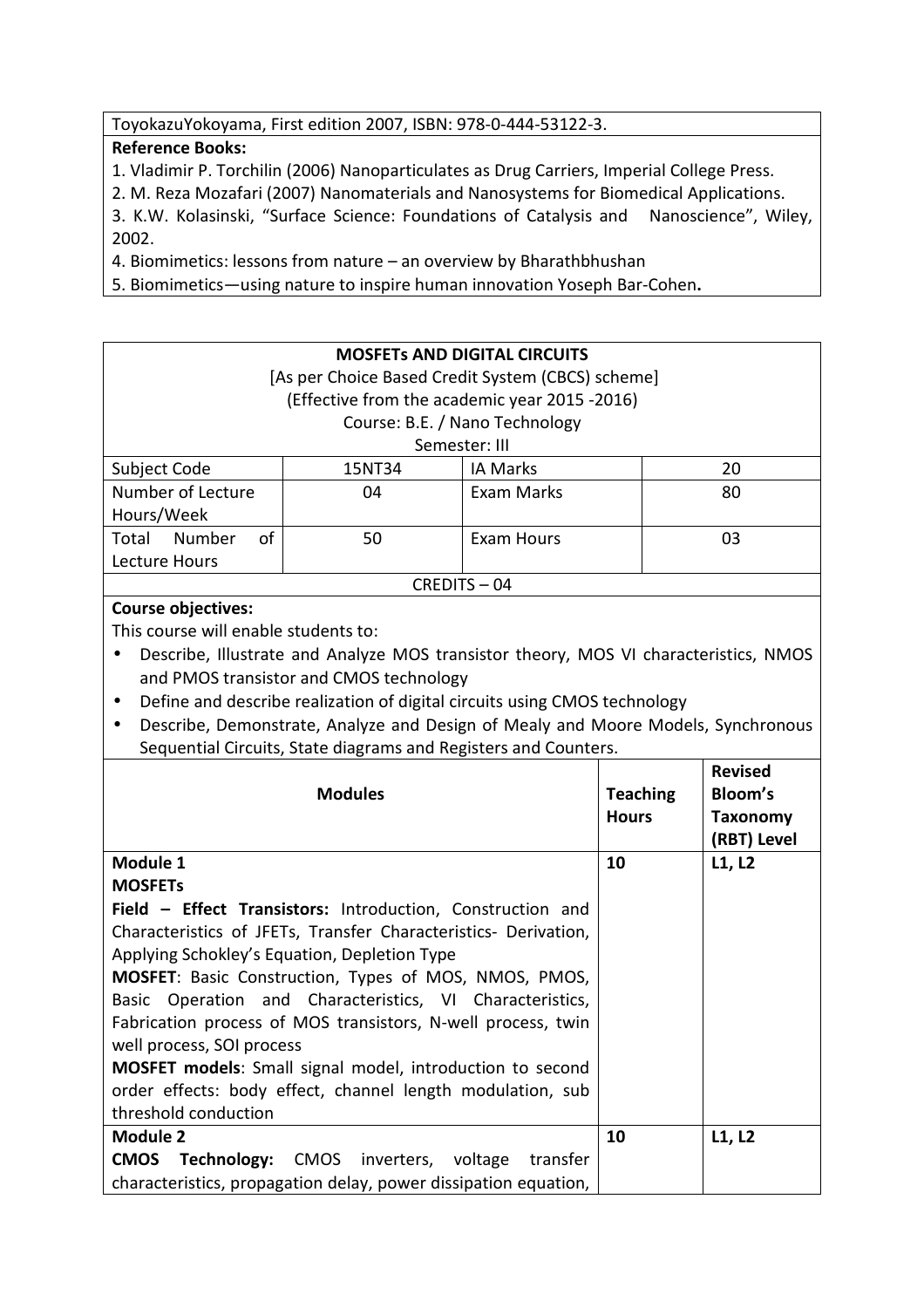ToyokazuYokoyama, First edition 2007, ISBN: 978-0-444-53122-3.

**Reference Books:**

1. Vladimir P. Torchilin (2006) Nanoparticulates as Drug Carriers, Imperial College Press.
2. M. Reza Mozafari (2007) Nanomaterials and Nanosystems for Biomedical Applications.
3. K.W. Kolasinski, "Surface Science: Foundations of Catalysis and Nanoscience", Wiley, 2002.
4. Biomimetics: lessons from nature – an overview by Bharathbhushan
5. Biomimetics—using nature to inspire human innovation Yoseph Bar-Cohen**.**

## MOSFETs AND DIGITAL CIRCUITS

[As per Choice Based Credit System (CBCS) scheme]
(Effective from the academic year 2015 -2016)
Course: B.E. / Nano Technology
Semester: III

| Subject Code | 15NT34 | IA Marks | 20 |
|---|---|---|---|
| Number of Lecture Hours/Week | 04 | Exam Marks | 80 |
| Total Number of Lecture Hours | 50 | Exam Hours | 03 |
| CREDITS – 04 | | | |

**Course objectives:**

This course will enable students to:

- Describe, Illustrate and Analyze MOS transistor theory, MOS VI characteristics, NMOS and PMOS transistor and CMOS technology
- Define and describe realization of digital circuits using CMOS technology
- Describe, Demonstrate, Analyze and Design of Mealy and Moore Models, Synchronous Sequential Circuits, State diagrams and Registers and Counters.

| Modules | Teaching Hours | Revised Bloom's Taxonomy (RBT) Level |
|---|---|---|
| **Module 1**<br>**MOSFETs**<br>**Field – Effect Transistors:** Introduction, Construction and Characteristics of JFETs, Transfer Characteristics- Derivation, Applying Schokley's Equation, Depletion Type<br>**MOSFET**: Basic Construction, Types of MOS, NMOS, PMOS, Basic Operation and Characteristics, VI Characteristics, Fabrication process of MOS transistors, N-well process, twin well process, SOI process<br>**MOSFET models**: Small signal model, introduction to second order effects: body effect, channel length modulation, sub threshold conduction | **10** | **L1, L2** |
| **Module 2**<br>**CMOS Technology:** CMOS inverters, voltage transfer characteristics, propagation delay, power dissipation equation, | **10** | **L1, L2** |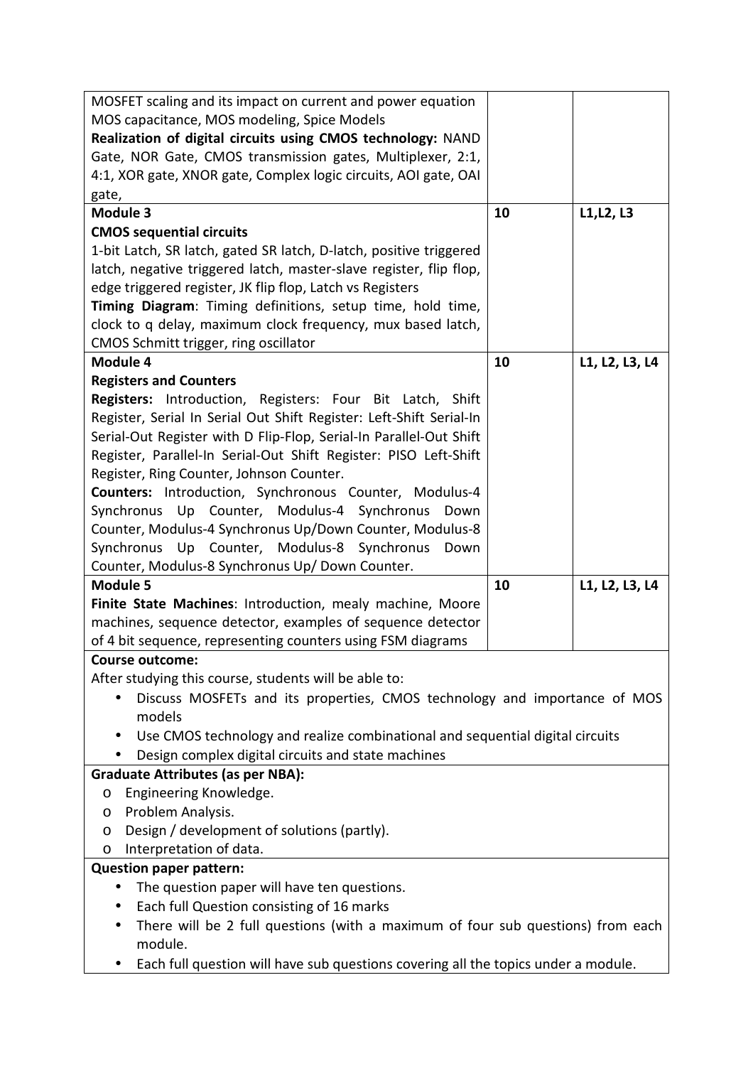| | | |
|---|---|---|
| MOSFET scaling and its impact on current and power equation<br>MOS capacitance, MOS modeling, Spice Models<br>**Realization of digital circuits using CMOS technology:** NAND Gate, NOR Gate, CMOS transmission gates, Multiplexer, 2:1, 4:1, XOR gate, XNOR gate, Complex logic circuits, AOI gate, OAI gate, | | |
| **Module 3**<br>**CMOS sequential circuits**<br>1-bit Latch, SR latch, gated SR latch, D-latch, positive triggered latch, negative triggered latch, master-slave register, flip flop, edge triggered register, JK flip flop, Latch vs Registers<br>**Timing Diagram**: Timing definitions, setup time, hold time, clock to q delay, maximum clock frequency, mux based latch, CMOS Schmitt trigger, ring oscillator | **10** | **L1,L2, L3** |
| **Module 4**<br>**Registers and Counters**<br>**Registers:** Introduction, Registers: Four Bit Latch, Shift Register, Serial In Serial Out Shift Register: Left-Shift Serial-In Serial-Out Register with D Flip-Flop, Serial-In Parallel-Out Shift Register, Parallel-In Serial-Out Shift Register: PISO Left-Shift Register, Ring Counter, Johnson Counter.<br>**Counters:** Introduction, Synchronous Counter, Modulus-4 Synchronus Up Counter, Modulus-4 Synchronus Down Counter, Modulus-4 Synchronus Up/Down Counter, Modulus-8 Synchronus Up Counter, Modulus-8 Synchronus Down Counter, Modulus-8 Synchronus Up/ Down Counter. | **10** | **L1, L2, L3, L4** |
| **Module 5**<br>**Finite State Machines**: Introduction, mealy machine, Moore machines, sequence detector, examples of sequence detector of 4 bit sequence, representing counters using FSM diagrams | **10** | **L1, L2, L3, L4** |

**Course outcome:**

After studying this course, students will be able to:

- Discuss MOSFETs and its properties, CMOS technology and importance of MOS models
- Use CMOS technology and realize combinational and sequential digital circuits
- Design complex digital circuits and state machines

**Graduate Attributes (as per NBA):**

- Engineering Knowledge.
- Problem Analysis.
- Design / development of solutions (partly).
- Interpretation of data.

**Question paper pattern:**

- The question paper will have ten questions.
- Each full Question consisting of 16 marks
- There will be 2 full questions (with a maximum of four sub questions) from each module.
- Each full question will have sub questions covering all the topics under a module.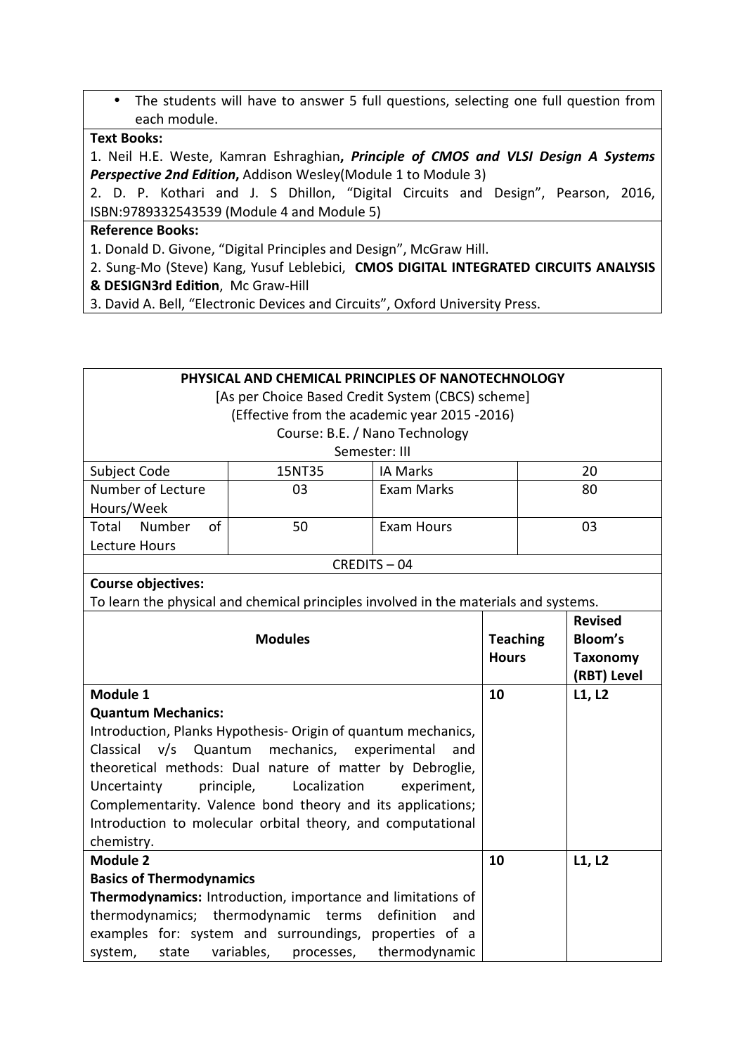- The students will have to answer 5 full questions, selecting one full question from each module.

**Text Books:**

1. Neil H.E. Weste, Kamran Eshraghian**, *Principle of CMOS and VLSI Design A Systems Perspective 2nd Edition*,** Addison Wesley(Module 1 to Module 3)
2. D. P. Kothari and J. S Dhillon, "Digital Circuits and Design", Pearson, 2016, ISBN:9789332543539 (Module 4 and Module 5)

**Reference Books:**

1. Donald D. Givone, "Digital Principles and Design", McGraw Hill.
2. Sung-Mo (Steve) Kang, Yusuf Leblebici, **CMOS DIGITAL INTEGRATED CIRCUITS ANALYSIS & DESIGN3rd Edition**, Mc Graw-Hill
3. David A. Bell, "Electronic Devices and Circuits", Oxford University Press.

**PHYSICAL AND CHEMICAL PRINCIPLES OF NANOTECHNOLOGY**

[As per Choice Based Credit System (CBCS) scheme]

(Effective from the academic year 2015 -2016)

Course: B.E. / Nano Technology

Semester: III

| Subject Code | 15NT35 | IA Marks | 20 |
|---|---|---|---|
| Number of Lecture Hours/Week | 03 | Exam Marks | 80 |
| Total Number of Lecture Hours | 50 | Exam Hours | 03 |

CREDITS – 04

**Course objectives:**

To learn the physical and chemical principles involved in the materials and systems.

| Modules | Teaching Hours | Revised Bloom's Taxonomy (RBT) Level |
|---|---|---|
| **Module 1**<br>**Quantum Mechanics:**<br>Introduction, Planks Hypothesis- Origin of quantum mechanics, Classical v/s Quantum mechanics, experimental and theoretical methods: Dual nature of matter by Debroglie, Uncertainty principle, Localization experiment, Complementarity. Valence bond theory and its applications; Introduction to molecular orbital theory, and computational chemistry. | 10 | L1, L2 |
| **Module 2**<br>**Basics of Thermodynamics**<br>**Thermodynamics:** Introduction, importance and limitations of thermodynamics; thermodynamic terms definition and examples for: system and surroundings, properties of a system, state variables, processes, thermodynamic | 10 | L1, L2 |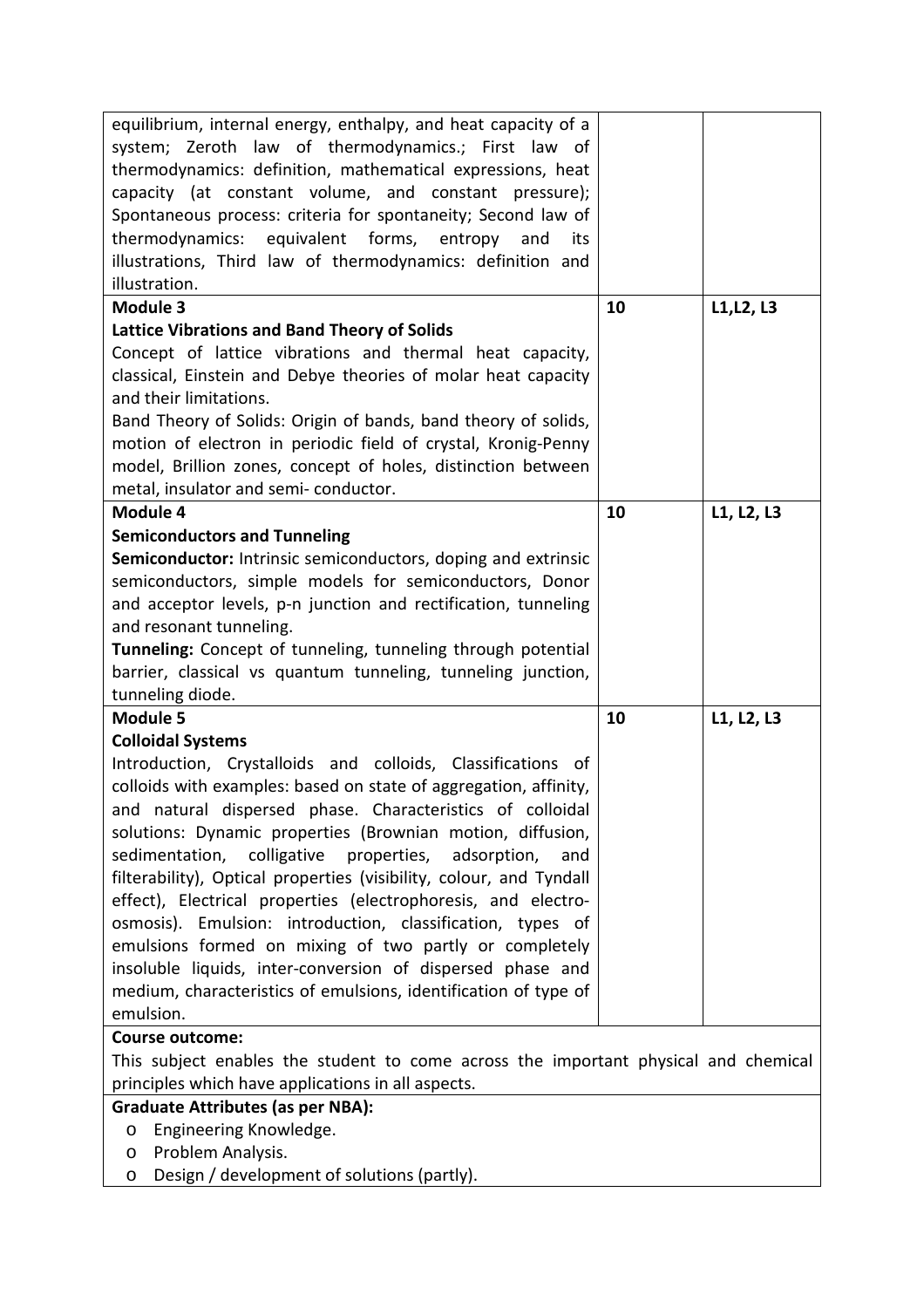| | | |
|---|---|---|
| equilibrium, internal energy, enthalpy, and heat capacity of a system; Zeroth law of thermodynamics.; First law of thermodynamics: definition, mathematical expressions, heat capacity (at constant volume, and constant pressure); Spontaneous process: criteria for spontaneity; Second law of thermodynamics: equivalent forms, entropy and its illustrations, Third law of thermodynamics: definition and illustration. | | |
| **Module 3**<br>**Lattice Vibrations and Band Theory of Solids**<br>Concept of lattice vibrations and thermal heat capacity, classical, Einstein and Debye theories of molar heat capacity and their limitations.<br>Band Theory of Solids: Origin of bands, band theory of solids, motion of electron in periodic field of crystal, Kronig-Penny model, Brillion zones, concept of holes, distinction between metal, insulator and semi- conductor. | 10 | L1,L2, L3 |
| **Module 4**<br>**Semiconductors and Tunneling**<br>**Semiconductor:** Intrinsic semiconductors, doping and extrinsic semiconductors, simple models for semiconductors, Donor and acceptor levels, p-n junction and rectification, tunneling and resonant tunneling.<br>**Tunneling:** Concept of tunneling, tunneling through potential barrier, classical vs quantum tunneling, tunneling junction, tunneling diode. | 10 | L1, L2, L3 |
| **Module 5**<br>**Colloidal Systems**<br>Introduction, Crystalloids and colloids, Classifications of colloids with examples: based on state of aggregation, affinity, and natural dispersed phase. Characteristics of colloidal solutions: Dynamic properties (Brownian motion, diffusion, sedimentation, colligative properties, adsorption, and filterability), Optical properties (visibility, colour, and Tyndall effect), Electrical properties (electrophoresis, and electro-osmosis). Emulsion: introduction, classification, types of emulsions formed on mixing of two partly or completely insoluble liquids, inter-conversion of dispersed phase and medium, characteristics of emulsions, identification of type of emulsion. | 10 | L1, L2, L3 |

**Course outcome:**

This subject enables the student to come across the important physical and chemical principles which have applications in all aspects.

**Graduate Attributes (as per NBA):**

- Engineering Knowledge.
- Problem Analysis.
- Design / development of solutions (partly).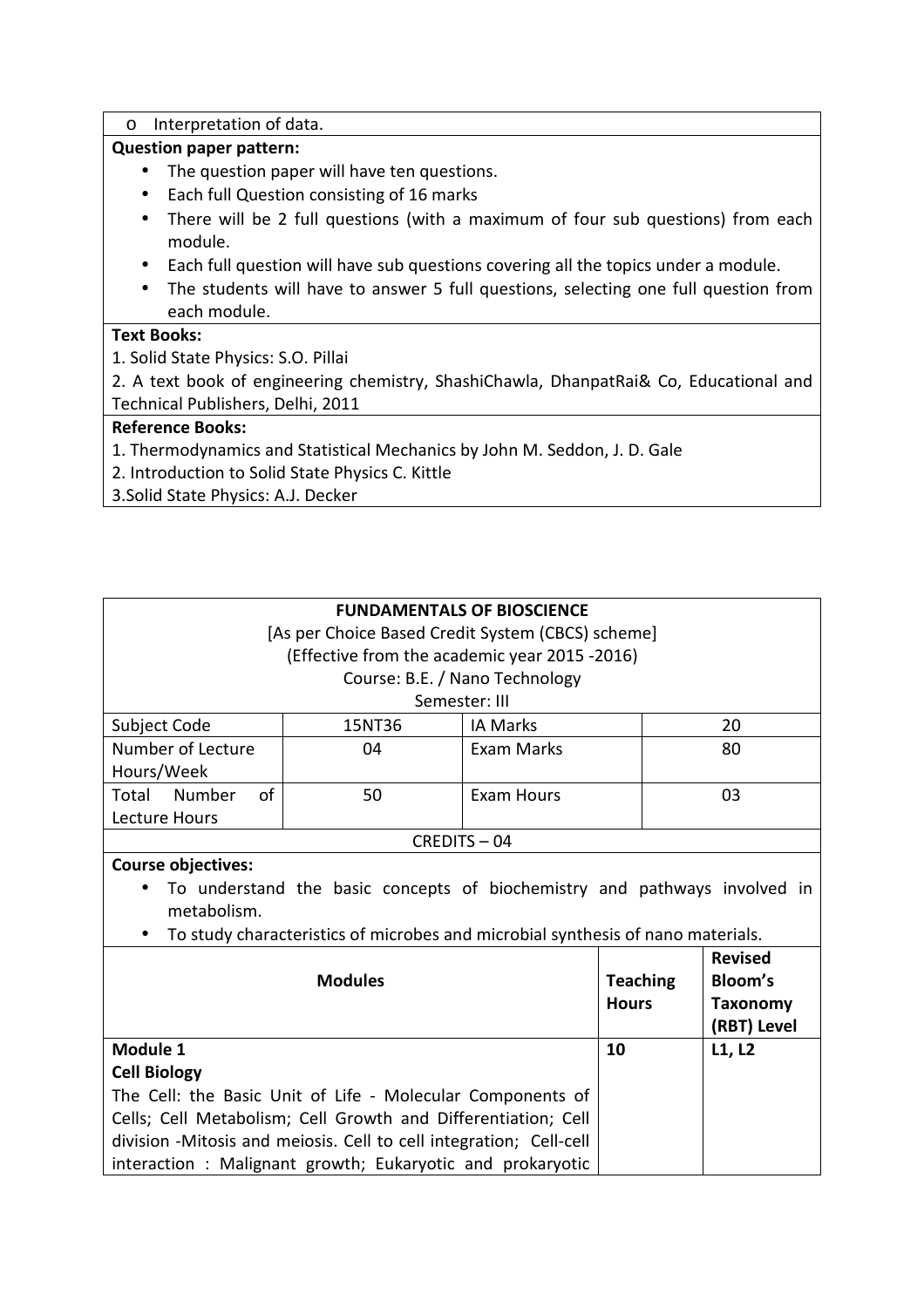- Interpretation of data.

**Question paper pattern:**

- The question paper will have ten questions.
- Each full Question consisting of 16 marks
- There will be 2 full questions (with a maximum of four sub questions) from each module.
- Each full question will have sub questions covering all the topics under a module.
- The students will have to answer 5 full questions, selecting one full question from each module.

**Text Books:**

1. Solid State Physics: S.O. Pillai
2. A text book of engineering chemistry, ShashiChawla, DhanpatRai& Co, Educational and Technical Publishers, Delhi, 2011

**Reference Books:**

1. Thermodynamics and Statistical Mechanics by John M. Seddon, J. D. Gale
2. Introduction to Solid State Physics C. Kittle
3. Solid State Physics: A.J. Decker

**FUNDAMENTALS OF BIOSCIENCE**

[As per Choice Based Credit System (CBCS) scheme]

(Effective from the academic year 2015 -2016)

Course: B.E. / Nano Technology

Semester: III

| Subject Code | 15NT36 | IA Marks | 20 |
|---|---|---|---|
| Number of Lecture Hours/Week | 04 | Exam Marks | 80 |
| Total Number of Lecture Hours | 50 | Exam Hours | 03 |

CREDITS – 04

**Course objectives:**

- To understand the basic concepts of biochemistry and pathways involved in metabolism.
- To study characteristics of microbes and microbial synthesis of nano materials.

| Modules | Teaching Hours | Revised Bloom's Taxonomy (RBT) Level |
|---|---|---|
| **Module 1**<br>**Cell Biology**<br>The Cell: the Basic Unit of Life - Molecular Components of Cells; Cell Metabolism; Cell Growth and Differentiation; Cell division -Mitosis and meiosis. Cell to cell integration; Cell-cell interaction : Malignant growth; Eukaryotic and prokaryotic | **10** | **L1, L2** |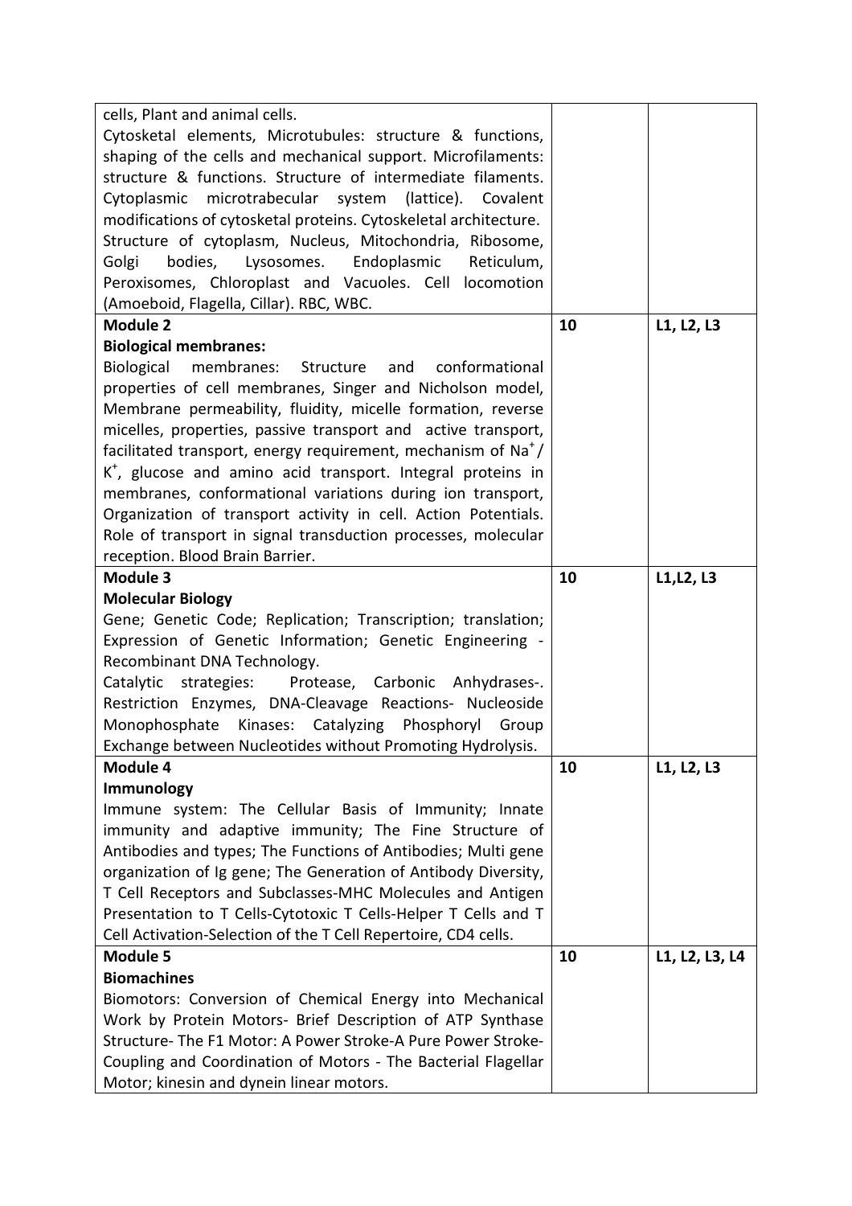| | | |
|---|---|---|
| cells, Plant and animal cells.<br>Cytosketal elements, Microtubules: structure & functions, shaping of the cells and mechanical support. Microfilaments: structure & functions. Structure of intermediate filaments. Cytoplasmic microtrabecular system (lattice). Covalent modifications of cytosketal proteins. Cytoskeletal architecture. Structure of cytoplasm, Nucleus, Mitochondria, Ribosome, Golgi bodies, Lysosomes. Endoplasmic Reticulum, Peroxisomes, Chloroplast and Vacuoles. Cell locomotion (Amoeboid, Flagella, Cillar). RBC, WBC. | | |
| **Module 2**<br>**Biological membranes:**<br>Biological membranes: Structure and conformational properties of cell membranes, Singer and Nicholson model, Membrane permeability, fluidity, micelle formation, reverse micelles, properties, passive transport and active transport, facilitated transport, energy requirement, mechanism of $Na^+$/ $K^+$, glucose and amino acid transport. Integral proteins in membranes, conformational variations during ion transport, Organization of transport activity in cell. Action Potentials. Role of transport in signal transduction processes, molecular reception. Blood Brain Barrier. | 10 | L1, L2, L3 |
| **Module 3**<br>**Molecular Biology**<br>Gene; Genetic Code; Replication; Transcription; translation; Expression of Genetic Information; Genetic Engineering - Recombinant DNA Technology.<br>Catalytic strategies: Protease, Carbonic Anhydrases-. Restriction Enzymes, DNA-Cleavage Reactions- Nucleoside Monophosphate Kinases: Catalyzing Phosphoryl Group Exchange between Nucleotides without Promoting Hydrolysis. | 10 | L1,L2, L3 |
| **Module 4**<br>**Immunology**<br>Immune system: The Cellular Basis of Immunity; Innate immunity and adaptive immunity; The Fine Structure of Antibodies and types; The Functions of Antibodies; Multi gene organization of Ig gene; The Generation of Antibody Diversity, T Cell Receptors and Subclasses-MHC Molecules and Antigen Presentation to T Cells-Cytotoxic T Cells-Helper T Cells and T Cell Activation-Selection of the T Cell Repertoire, CD4 cells. | 10 | L1, L2, L3 |
| **Module 5**<br>**Biomachines**<br>Biomotors: Conversion of Chemical Energy into Mechanical Work by Protein Motors- Brief Description of ATP Synthase Structure- The F1 Motor: A Power Stroke-A Pure Power Stroke-Coupling and Coordination of Motors - The Bacterial Flagellar Motor; kinesin and dynein linear motors. | 10 | L1, L2, L3, L4 |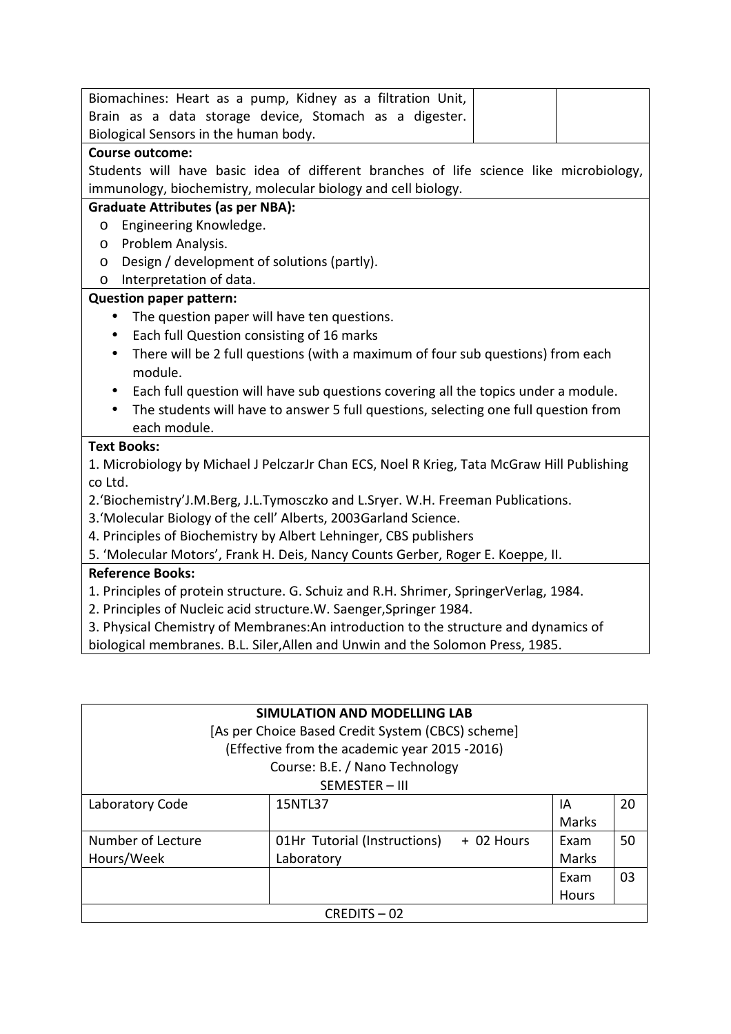| Biomachines: Heart as a pump, Kidney as a filtration Unit, Brain as a data storage device, Stomach as a digester. Biological Sensors in the human body. | | |
|---|---|---|

**Course outcome:**

Students will have basic idea of different branches of life science like microbiology, immunology, biochemistry, molecular biology and cell biology.

**Graduate Attributes (as per NBA):**

- Engineering Knowledge.
- Problem Analysis.
- Design / development of solutions (partly).
- Interpretation of data.

**Question paper pattern:**

- The question paper will have ten questions.
- Each full Question consisting of 16 marks
- There will be 2 full questions (with a maximum of four sub questions) from each module.
- Each full question will have sub questions covering all the topics under a module.
- The students will have to answer 5 full questions, selecting one full question from each module.

**Text Books:**

1. Microbiology by Michael J PelczarJr Chan ECS, Noel R Krieg, Tata McGraw Hill Publishing co Ltd.
2. 'Biochemistry'J.M.Berg, J.L.Tymosczko and L.Sryer. W.H. Freeman Publications.
3. 'Molecular Biology of the cell' Alberts, 2003Garland Science.
4. Principles of Biochemistry by Albert Lehninger, CBS publishers
5. 'Molecular Motors', Frank H. Deis, Nancy Counts Gerber, Roger E. Koeppe, II.

**Reference Books:**

1. Principles of protein structure. G. Schuiz and R.H. Shrimer, SpringerVerlag, 1984.
2. Principles of Nucleic acid structure.W. Saenger,Springer 1984.
3. Physical Chemistry of Membranes:An introduction to the structure and dynamics of biological membranes. B.L. Siler,Allen and Unwin and the Solomon Press, 1985.

**SIMULATION AND MODELLING LAB**

[As per Choice Based Credit System (CBCS) scheme]

(Effective from the academic year 2015 -2016)

Course: B.E. / Nano Technology

SEMESTER – III

| Laboratory Code | 15NTL37 | IA Marks | 20 |
|---|---|---|---|
| Number of Lecture Hours/Week | 01Hr Tutorial (Instructions) + 02 Hours Laboratory | Exam Marks | 50 |
| | | Exam Hours | 03 |
| CREDITS – 02 | | | |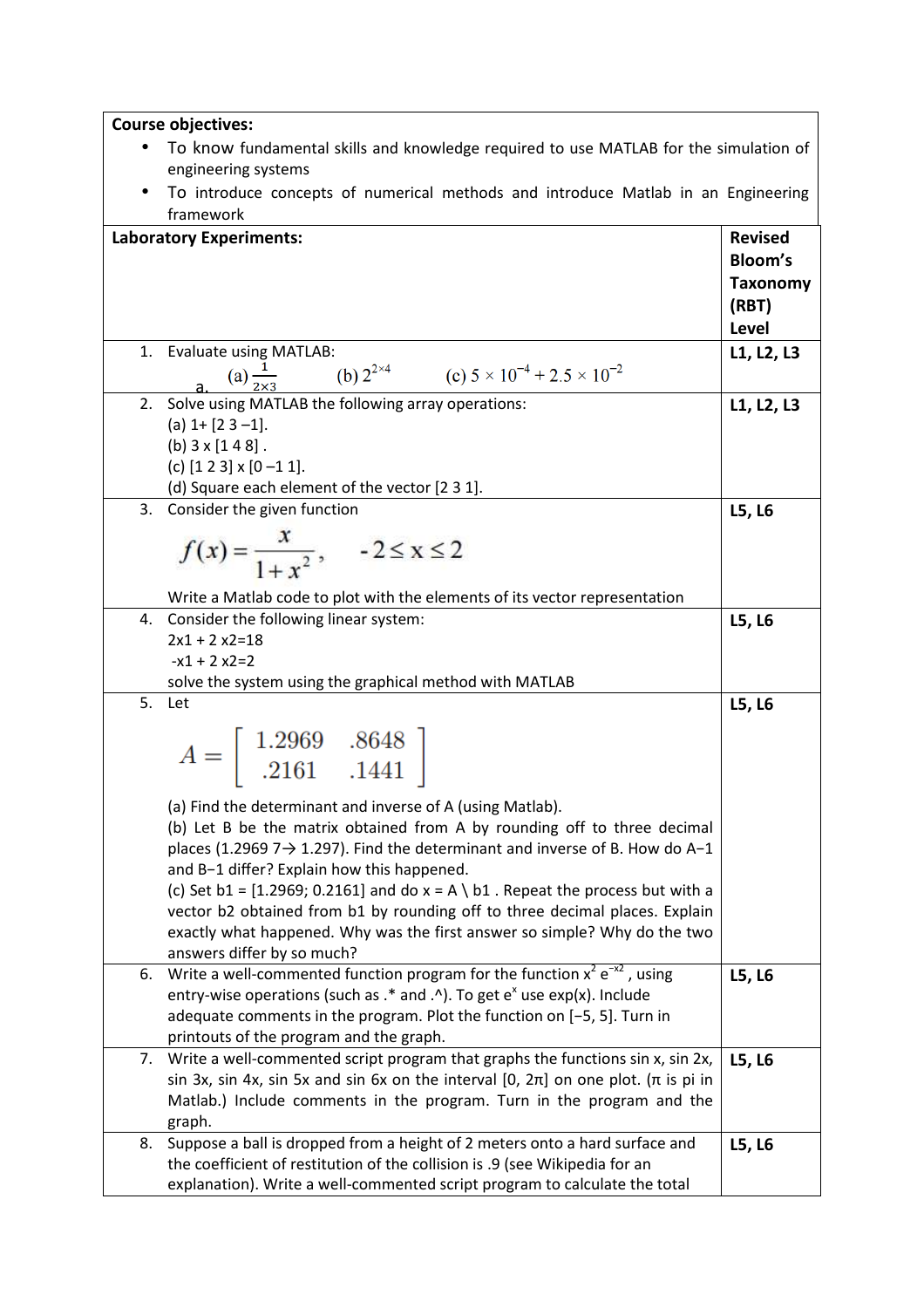**Course objectives:**

- To know fundamental skills and knowledge required to use MATLAB for the simulation of engineering systems
- To introduce concepts of numerical methods and introduce Matlab in an Engineering framework

| Laboratory Experiments: | Revised Bloom's Taxonomy (RBT) Level |
|---|---|
| 1. Evaluate using MATLAB: <br> a. (a) $\frac{1}{2\times3}$ (b) $2^{2\times4}$ (c) $5\times10^{-4}+2.5\times10^{-2}$ | L1, L2, L3 |
| 2. Solve using MATLAB the following array operations: <br> (a) 1+ [2 3 –1]. <br> (b) 3 x [1 4 8] . <br> (c) [1 2 3] x [0 –1 1]. <br> (d) Square each element of the vector [2 3 1]. | L1, L2, L3 |
| 3. Consider the given function <br> $f(x)=\frac{x}{1+x^2}, \quad -2\le x\le 2$ <br> Write a Matlab code to plot with the elements of its vector representation | L5, L6 |
| 4. Consider the following linear system: <br> 2x1 + 2 x2=18 <br> -x1 + 2 x2=2 <br> solve the system using the graphical method with MATLAB | L5, L6 |
| 5. Let <br> $A=\begin{bmatrix} 1.2969 & .8648 \\ .2161 & .1441 \end{bmatrix}$ <br> (a) Find the determinant and inverse of A (using Matlab). <br> (b) Let B be the matrix obtained from A by rounding off to three decimal places (1.2969 7→ 1.297). Find the determinant and inverse of B. How do A−1 and B−1 differ? Explain how this happened. <br> (c) Set b1 = [1.2969; 0.2161] and do x = A \ b1 . Repeat the process but with a vector b2 obtained from b1 by rounding off to three decimal places. Explain exactly what happened. Why was the first answer so simple? Why do the two answers differ by so much? | L5, L6 |
| 6. Write a well-commented function program for the function $x^2 e^{-x^2}$, using entry-wise operations (such as .* and .^). To get $e^x$ use exp(x). Include adequate comments in the program. Plot the function on [−5, 5]. Turn in printouts of the program and the graph. | L5, L6 |
| 7. Write a well-commented script program that graphs the functions sin x, sin 2x, sin 3x, sin 4x, sin 5x and sin 6x on the interval [0, 2π] on one plot. (π is pi in Matlab.) Include comments in the program. Turn in the program and the graph. | L5, L6 |
| 8. Suppose a ball is dropped from a height of 2 meters onto a hard surface and the coefficient of restitution of the collision is .9 (see Wikipedia for an explanation). Write a well-commented script program to calculate the total | L5, L6 |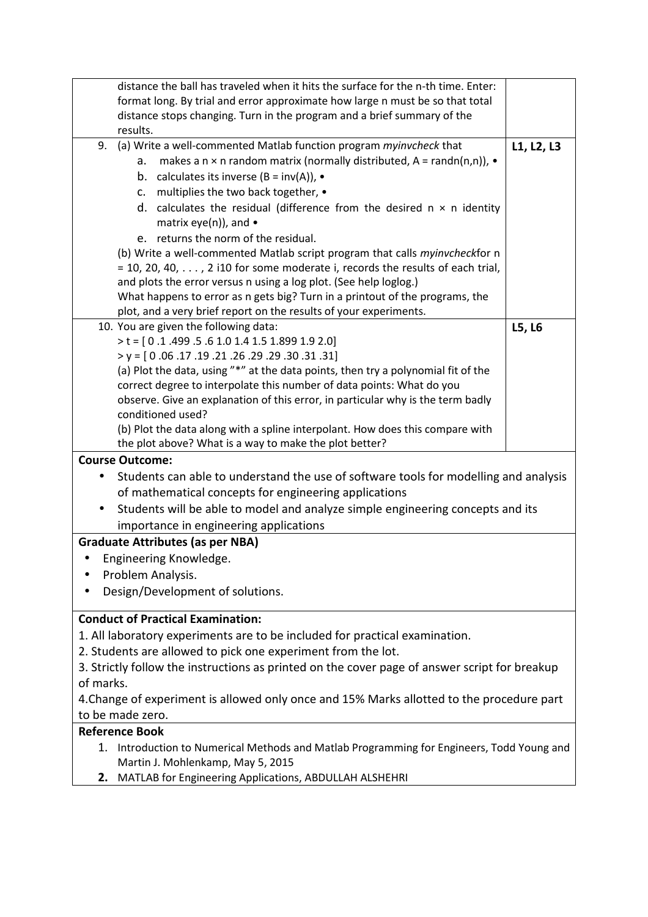| | |
|---|---|
| distance the ball has traveled when it hits the surface for the n-th time. Enter: format long. By trial and error approximate how large n must be so that total distance stops changing. Turn in the program and a brief summary of the results. | |
| 9. (a) Write a well-commented Matlab function program *myinvcheck* that<br>a. makes a n × n random matrix (normally distributed, A = randn(n,n)), •<br>b. calculates its inverse (B = inv(A)), •<br>c. multiplies the two back together, •<br>d. calculates the residual (difference from the desired n × n identity matrix eye(n)), and •<br>e. returns the norm of the residual.<br>(b) Write a well-commented Matlab script program that calls *myinvcheck*for n = 10, 20, 40, . . . , 2 i10 for some moderate i, records the results of each trial, and plots the error versus n using a log plot. (See help loglog.)<br>What happens to error as n gets big? Turn in a printout of the programs, the plot, and a very brief report on the results of your experiments. | **L1, L2, L3** |
| 10. You are given the following data:<br>> t = [ 0 .1 .499 .5 .6 1.0 1.4 1.5 1.899 1.9 2.0]<br>> y = [ 0 .06 .17 .19 .21 .26 .29 .29 .30 .31 .31]<br>(a) Plot the data, using "*" at the data points, then try a polynomial fit of the correct degree to interpolate this number of data points: What do you observe. Give an explanation of this error, in particular why is the term badly conditioned used?<br>(b) Plot the data along with a spline interpolant. How does this compare with the plot above? What is a way to make the plot better? | **L5, L6** |

**Course Outcome:**

- Students can able to understand the use of software tools for modelling and analysis of mathematical concepts for engineering applications
- Students will be able to model and analyze simple engineering concepts and its importance in engineering applications

**Graduate Attributes (as per NBA)**

- Engineering Knowledge.
- Problem Analysis.
- Design/Development of solutions.

**Conduct of Practical Examination:**

1. All laboratory experiments are to be included for practical examination.
2. Students are allowed to pick one experiment from the lot.
3. Strictly follow the instructions as printed on the cover page of answer script for breakup of marks.
4. Change of experiment is allowed only once and 15% Marks allotted to the procedure part to be made zero.

**Reference Book**

1. Introduction to Numerical Methods and Matlab Programming for Engineers, Todd Young and Martin J. Mohlenkamp, May 5, 2015
2. MATLAB for Engineering Applications, ABDULLAH ALSHEHRI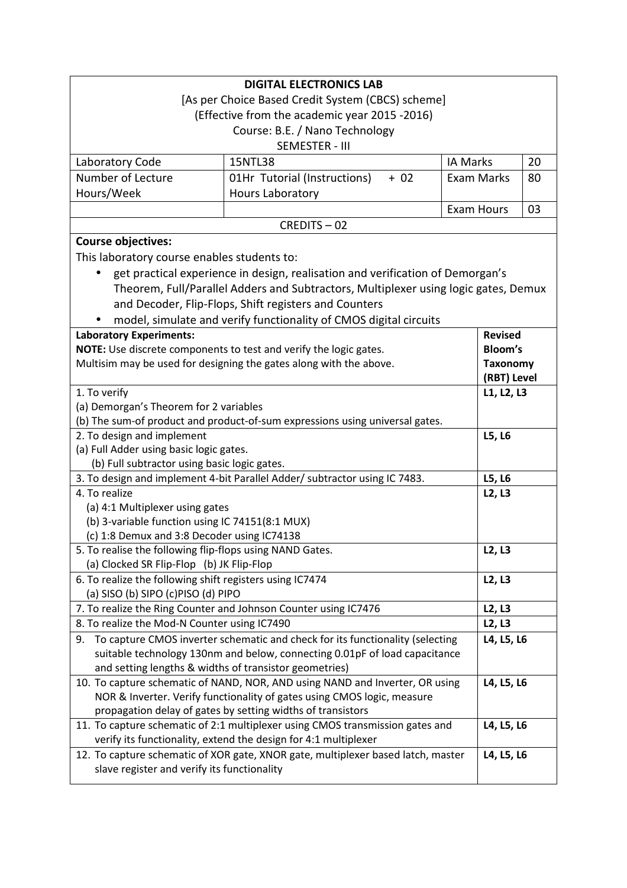## DIGITAL ELECTRONICS LAB

[As per Choice Based Credit System (CBCS) scheme]
(Effective from the academic year 2015 -2016)
Course: B.E. / Nano Technology
SEMESTER - III

| Laboratory Code | 15NTL38 | IA Marks | 20 |
|---|---|---|---|
| Number of Lecture Hours/Week | 01Hr Tutorial (Instructions) + 02 Hours Laboratory | Exam Marks | 80 |
| | | Exam Hours | 03 |

CREDITS – 02

**Course objectives:**

This laboratory course enables students to:

- get practical experience in design, realisation and verification of Demorgan's Theorem, Full/Parallel Adders and Subtractors, Multiplexer using logic gates, Demux and Decoder, Flip-Flops, Shift registers and Counters
- model, simulate and verify functionality of CMOS digital circuits

| **Laboratory Experiments:**<br>**NOTE:** Use discrete components to test and verify the logic gates.<br>Multisim may be used for designing the gates along with the above. | **Revised Bloom's Taxonomy (RBT) Level** |
|---|---|
| 1. To verify<br>(a) Demorgan's Theorem for 2 variables<br>(b) The sum-of product and product-of-sum expressions using universal gates. | L1, L2, L3 |
| 2. To design and implement<br>(a) Full Adder using basic logic gates.<br>(b) Full subtractor using basic logic gates. | L5, L6 |
| 3. To design and implement 4-bit Parallel Adder/ subtractor using IC 7483. | L5, L6 |
| 4. To realize<br>(a) 4:1 Multiplexer using gates<br>(b) 3-variable function using IC 74151(8:1 MUX)<br>(c) 1:8 Demux and 3:8 Decoder using IC74138 | L2, L3 |
| 5. To realise the following flip-flops using NAND Gates.<br>(a) Clocked SR Flip-Flop (b) JK Flip-Flop | L2, L3 |
| 6. To realize the following shift registers using IC7474<br>(a) SISO (b) SIPO (c)PISO (d) PIPO | L2, L3 |
| 7. To realize the Ring Counter and Johnson Counter using IC7476 | L2, L3 |
| 8. To realize the Mod-N Counter using IC7490 | L2, L3 |
| 9. To capture CMOS inverter schematic and check for its functionality (selecting suitable technology 130nm and below, connecting 0.01pF of load capacitance and setting lengths & widths of transistor geometries) | L4, L5, L6 |
| 10. To capture schematic of NAND, NOR, AND using NAND and Inverter, OR using NOR & Inverter. Verify functionality of gates using CMOS logic, measure propagation delay of gates by setting widths of transistors | L4, L5, L6 |
| 11. To capture schematic of 2:1 multiplexer using CMOS transmission gates and verify its functionality, extend the design for 4:1 multiplexer | L4, L5, L6 |
| 12. To capture schematic of XOR gate, XNOR gate, multiplexer based latch, master slave register and verify its functionality | L4, L5, L6 |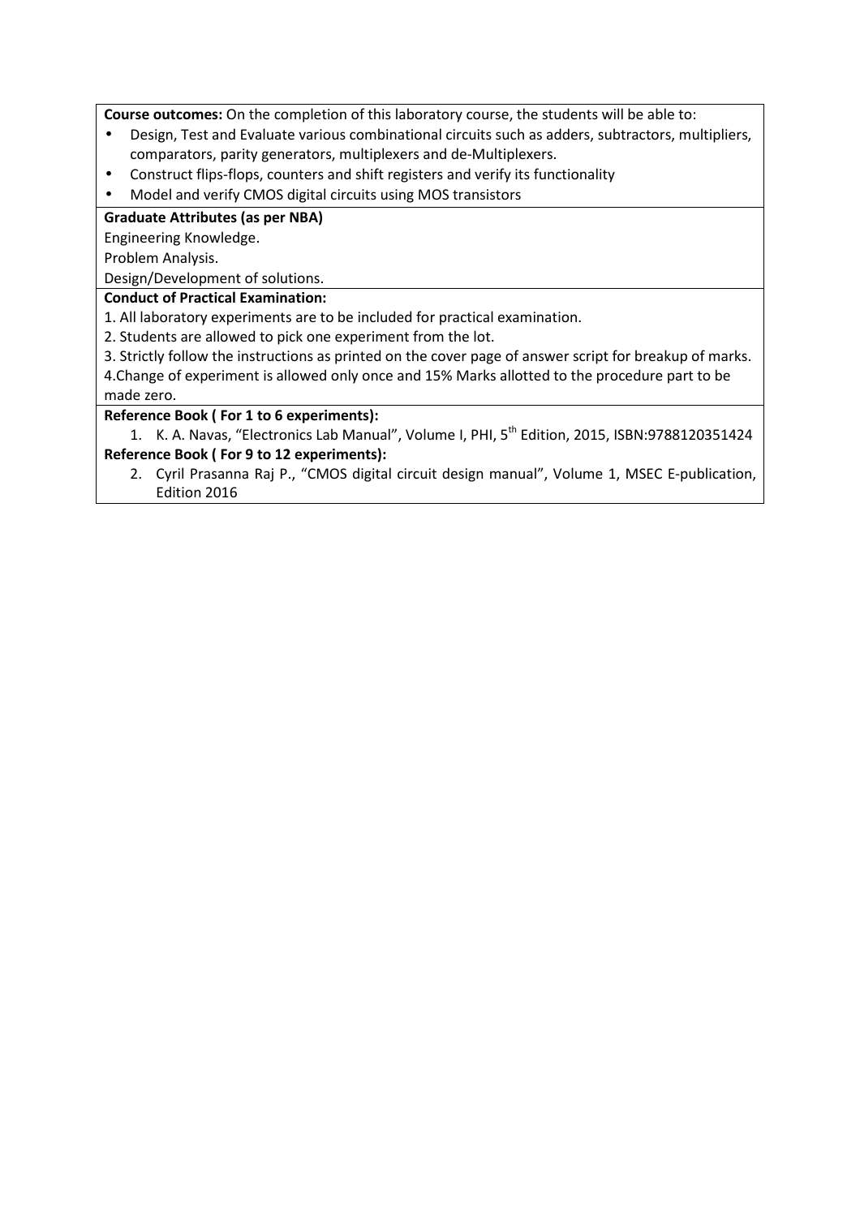**Course outcomes:** On the completion of this laboratory course, the students will be able to:

- Design, Test and Evaluate various combinational circuits such as adders, subtractors, multipliers, comparators, parity generators, multiplexers and de-Multiplexers.
- Construct flips-flops, counters and shift registers and verify its functionality
- Model and verify CMOS digital circuits using MOS transistors

**Graduate Attributes (as per NBA)**

Engineering Knowledge.

Problem Analysis.

Design/Development of solutions.

**Conduct of Practical Examination:**

1. All laboratory experiments are to be included for practical examination.
2. Students are allowed to pick one experiment from the lot.
3. Strictly follow the instructions as printed on the cover page of answer script for breakup of marks.
4. Change of experiment is allowed only once and 15% Marks allotted to the procedure part to be made zero.

**Reference Book ( For 1 to 6 experiments):**

1. K. A. Navas, "Electronics Lab Manual", Volume I, PHI, 5th Edition, 2015, ISBN:9788120351424

**Reference Book ( For 9 to 12 experiments):**

2. Cyril Prasanna Raj P., "CMOS digital circuit design manual", Volume 1, MSEC E-publication, Edition 2016